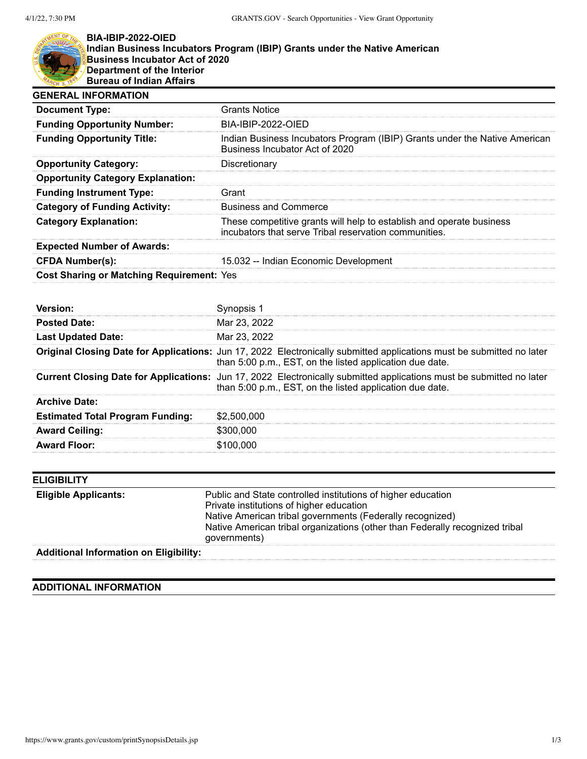# BIA-IBIP-2022-OIED
## Indian Business Incubators Program (IBIP) Grants under the Native American Business Incubator Act of 2020
### Department of the Interior
### Bureau of Indian Affairs

## GENERAL INFORMATION

| | |
|---|---|
| **Document Type:** | Grants Notice |
| **Funding Opportunity Number:** | BIA-IBIP-2022-OIED |
| **Funding Opportunity Title:** | Indian Business Incubators Program (IBIP) Grants under the Native American Business Incubator Act of 2020 |
| **Opportunity Category:** | Discretionary |
| **Opportunity Category Explanation:** | |
| **Funding Instrument Type:** | Grant |
| **Category of Funding Activity:** | Business and Commerce |
| **Category Explanation:** | These competitive grants will help to establish and operate business incubators that serve Tribal reservation communities. |
| **Expected Number of Awards:** | |
| **CFDA Number(s):** | 15.032 -- Indian Economic Development |
| **Cost Sharing or Matching Requirement:** | Yes |

| | |
|---|---|
| **Version:** | Synopsis 1 |
| **Posted Date:** | Mar 23, 2022 |
| **Last Updated Date:** | Mar 23, 2022 |
| **Original Closing Date for Applications:** | Jun 17, 2022 Electronically submitted applications must be submitted no later than 5:00 p.m., EST, on the listed application due date. |
| **Current Closing Date for Applications:** | Jun 17, 2022 Electronically submitted applications must be submitted no later than 5:00 p.m., EST, on the listed application due date. |
| **Archive Date:** | |
| **Estimated Total Program Funding:** | $2,500,000 |
| **Award Ceiling:** | $300,000 |
| **Award Floor:** | $100,000 |

## ELIGIBILITY

| | |
|---|---|
| **Eligible Applicants:** | Public and State controlled institutions of higher education<br>Private institutions of higher education<br>Native American tribal governments (Federally recognized)<br>Native American tribal organizations (other than Federally recognized tribal governments) |
| **Additional Information on Eligibility:** | |

## ADDITIONAL INFORMATION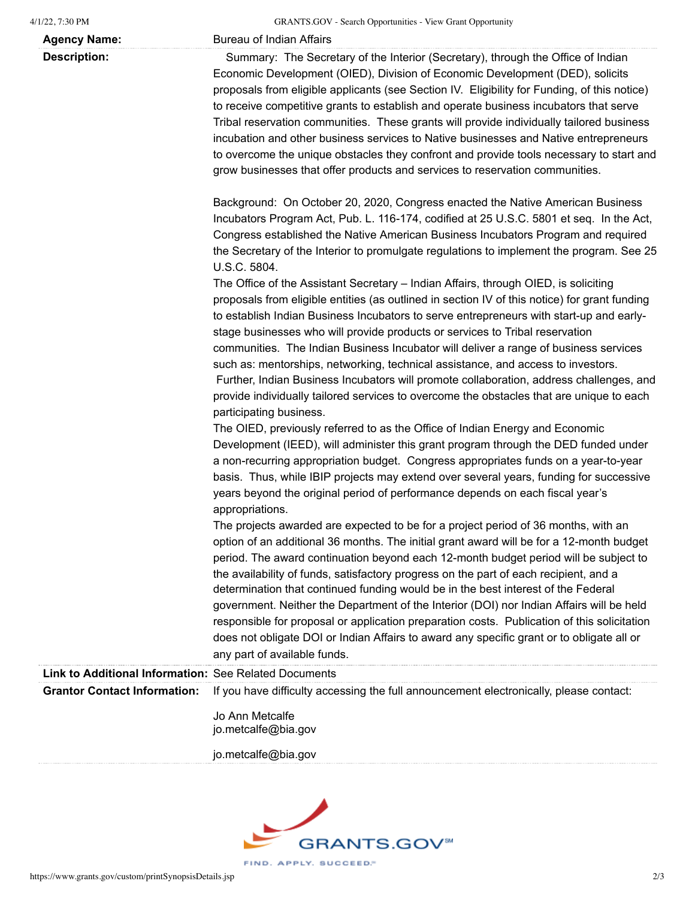| | |
|---|---|
| **Agency Name:** | Bureau of Indian Affairs |
| **Description:** | Summary: The Secretary of the Interior (Secretary), through the Office of Indian Economic Development (OIED), Division of Economic Development (DED), solicits proposals from eligible applicants (see Section IV. Eligibility for Funding, of this notice) to receive competitive grants to establish and operate business incubators that serve Tribal reservation communities. These grants will provide individually tailored business incubation and other business services to Native businesses and Native entrepreneurs to overcome the unique obstacles they confront and provide tools necessary to start and grow businesses that offer products and services to reservation communities.<br><br>Background: On October 20, 2020, Congress enacted the Native American Business Incubators Program Act, Pub. L. 116-174, codified at 25 U.S.C. 5801 et seq. In the Act, Congress established the Native American Business Incubators Program and required the Secretary of the Interior to promulgate regulations to implement the program. See 25 U.S.C. 5804.<br>The Office of the Assistant Secretary – Indian Affairs, through OIED, is soliciting proposals from eligible entities (as outlined in section IV of this notice) for grant funding to establish Indian Business Incubators to serve entrepreneurs with start-up and early-stage businesses who will provide products or services to Tribal reservation communities. The Indian Business Incubator will deliver a range of business services such as: mentorships, networking, technical assistance, and access to investors. Further, Indian Business Incubators will promote collaboration, address challenges, and provide individually tailored services to overcome the obstacles that are unique to each participating business.<br>The OIED, previously referred to as the Office of Indian Energy and Economic Development (IEED), will administer this grant program through the DED funded under a non-recurring appropriation budget. Congress appropriates funds on a year-to-year basis. Thus, while IBIP projects may extend over several years, funding for successive years beyond the original period of performance depends on each fiscal year's appropriations.<br>The projects awarded are expected to be for a project period of 36 months, with an option of an additional 36 months. The initial grant award will be for a 12-month budget period. The award continuation beyond each 12-month budget period will be subject to the availability of funds, satisfactory progress on the part of each recipient, and a determination that continued funding would be in the best interest of the Federal government. Neither the Department of the Interior (DOI) nor Indian Affairs will be held responsible for proposal or application preparation costs. Publication of this solicitation does not obligate DOI or Indian Affairs to award any specific grant or to obligate all or any part of available funds. |
| **Link to Additional Information:** | See Related Documents |
| **Grantor Contact Information:** | If you have difficulty accessing the full announcement electronically, please contact:<br><br>Jo Ann Metcalfe<br>jo.metcalfe@bia.gov<br><br>jo.metcalfe@bia.gov |

GRANTS.GOV
FIND. APPLY. SUCCEED.